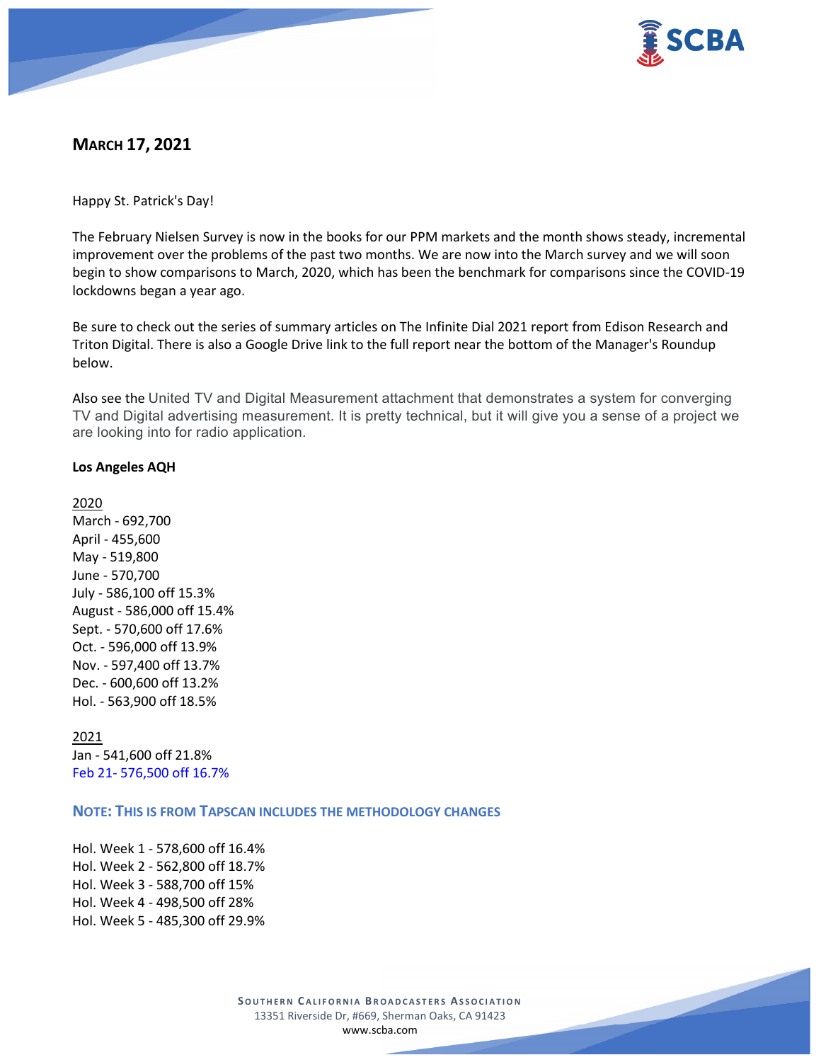## MARCH 17, 2021

Happy St. Patrick's Day!

The February Nielsen Survey is now in the books for our PPM markets and the month shows steady, incremental improvement over the problems of the past two months. We are now into the March survey and we will soon begin to show comparisons to March, 2020, which has been the benchmark for comparisons since the COVID-19 lockdowns began a year ago.

Be sure to check out the series of summary articles on The Infinite Dial 2021 report from Edison Research and Triton Digital. There is also a Google Drive link to the full report near the bottom of the Manager's Roundup below.

Also see the United TV and Digital Measurement attachment that demonstrates a system for converging TV and Digital advertising measurement. It is pretty technical, but it will give you a sense of a project we are looking into for radio application.

**Los Angeles AQH**

2020
March - 692,700
April - 455,600
May - 519,800
June - 570,700
July - 586,100 off 15.3%
August - 586,000 off 15.4%
Sept. - 570,600 off 17.6%
Oct. - 596,000 off 13.9%
Nov. - 597,400 off 13.7%
Dec. - 600,600 off 13.2%
Hol. - 563,900 off 18.5%

2021
Jan - 541,600 off 21.8%
Feb 21- 576,500 off 16.7%

**NOTE: THIS IS FROM TAPSCAN INCLUDES THE METHODOLOGY CHANGES**

Hol. Week 1 - 578,600 off 16.4%
Hol. Week 2 - 562,800 off 18.7%
Hol. Week 3 - 588,700 off 15%
Hol. Week 4 - 498,500 off 28%
Hol. Week 5 - 485,300 off 29.9%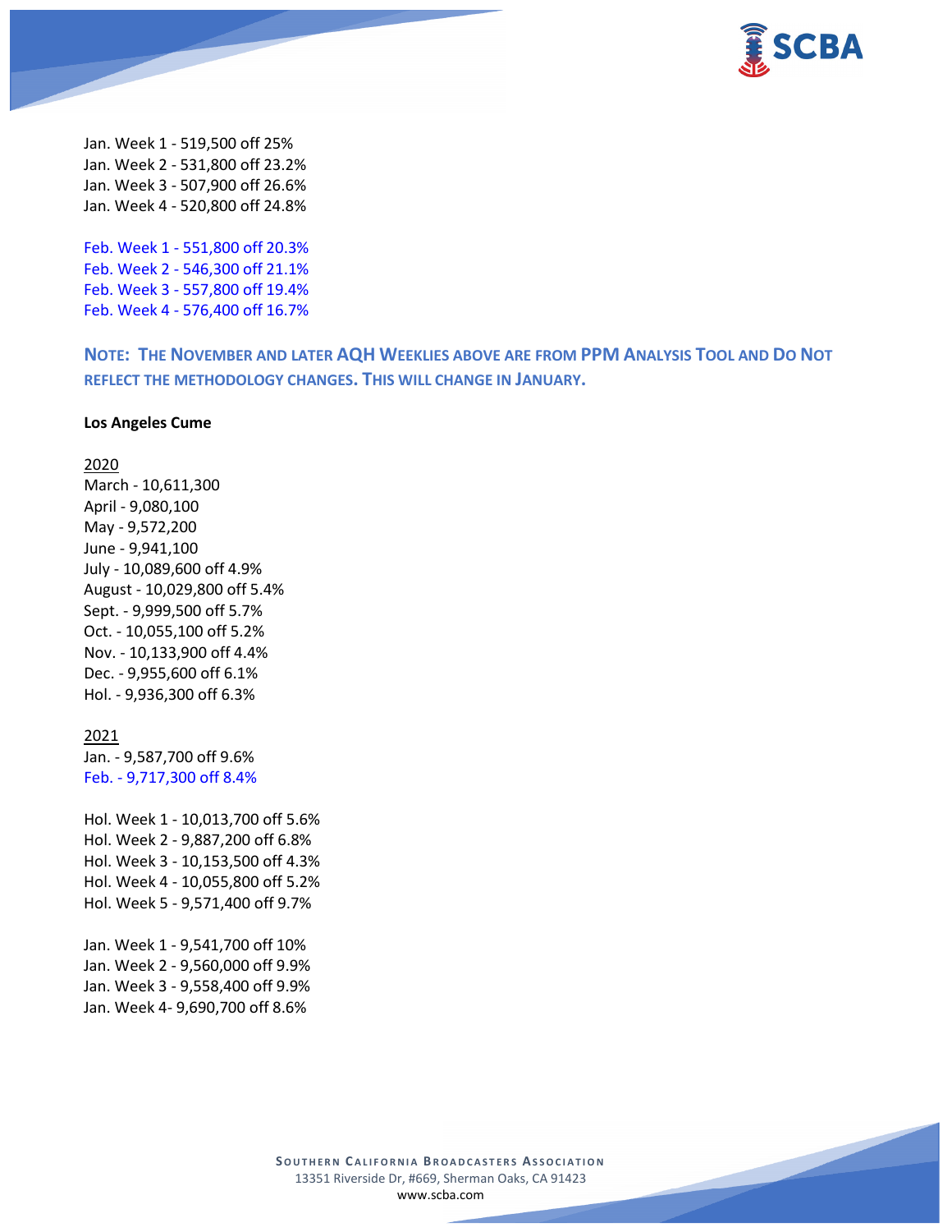Jan. Week 1 - 519,500 off 25%
Jan. Week 2 - 531,800 off 23.2%
Jan. Week 3 - 507,900 off 26.6%
Jan. Week 4 - 520,800 off 24.8%

Feb. Week 1 - 551,800 off 20.3%
Feb. Week 2 - 546,300 off 21.1%
Feb. Week 3 - 557,800 off 19.4%
Feb. Week 4 - 576,400 off 16.7%

### NOTE: THE NOVEMBER AND LATER AQH WEEKLIES ABOVE ARE FROM PPM ANALYSIS TOOL AND DO NOT REFLECT THE METHODOLOGY CHANGES. THIS WILL CHANGE IN JANUARY.

**Los Angeles Cume**

2020
March - 10,611,300
April - 9,080,100
May - 9,572,200
June - 9,941,100
July - 10,089,600 off 4.9%
August - 10,029,800 off 5.4%
Sept. - 9,999,500 off 5.7%
Oct. - 10,055,100 off 5.2%
Nov. - 10,133,900 off 4.4%
Dec. - 9,955,600 off 6.1%
Hol. - 9,936,300 off 6.3%

2021
Jan. - 9,587,700 off 9.6%
Feb. - 9,717,300 off 8.4%

Hol. Week 1 - 10,013,700 off 5.6%
Hol. Week 2 - 9,887,200 off 6.8%
Hol. Week 3 - 10,153,500 off 4.3%
Hol. Week 4 - 10,055,800 off 5.2%
Hol. Week 5 - 9,571,400 off 9.7%

Jan. Week 1 - 9,541,700 off 10%
Jan. Week 2 - 9,560,000 off 9.9%
Jan. Week 3 - 9,558,400 off 9.9%
Jan. Week 4- 9,690,700 off 8.6%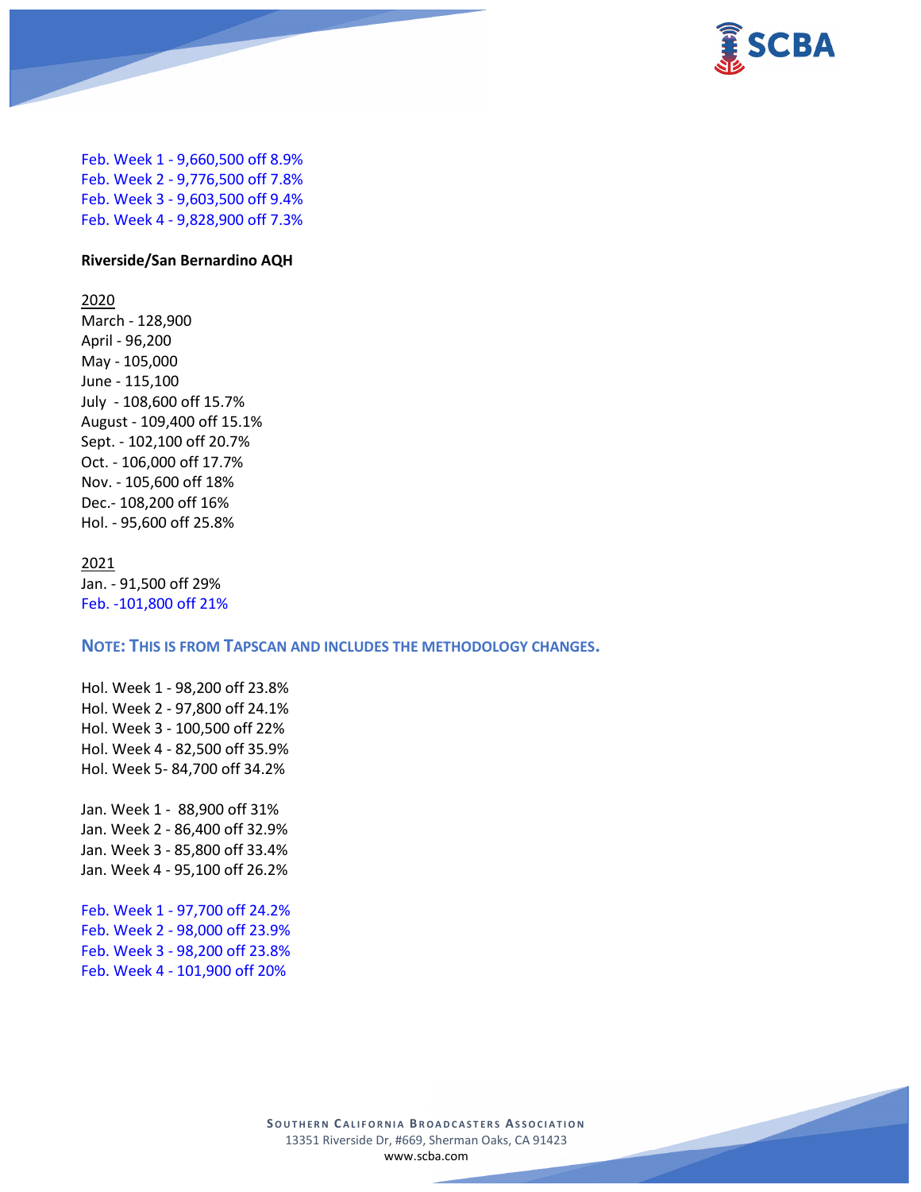Feb. Week 1 - 9,660,500 off 8.9%
Feb. Week 2 - 9,776,500 off 7.8%
Feb. Week 3 - 9,603,500 off 9.4%
Feb. Week 4 - 9,828,900 off 7.3%

**Riverside/San Bernardino AQH**

2020
March - 128,900
April - 96,200
May - 105,000
June - 115,100
July - 108,600 off 15.7%
August - 109,400 off 15.1%
Sept. - 102,100 off 20.7%
Oct. - 106,000 off 17.7%
Nov. - 105,600 off 18%
Dec.- 108,200 off 16%
Hol. - 95,600 off 25.8%

2021
Jan. - 91,500 off 29%
Feb. -101,800 off 21%

**NOTE: THIS IS FROM TAPSCAN AND INCLUDES THE METHODOLOGY CHANGES.**

Hol. Week 1 - 98,200 off 23.8%
Hol. Week 2 - 97,800 off 24.1%
Hol. Week 3 - 100,500 off 22%
Hol. Week 4 - 82,500 off 35.9%
Hol. Week 5- 84,700 off 34.2%

Jan. Week 1 - 88,900 off 31%
Jan. Week 2 - 86,400 off 32.9%
Jan. Week 3 - 85,800 off 33.4%
Jan. Week 4 - 95,100 off 26.2%

Feb. Week 1 - 97,700 off 24.2%
Feb. Week 2 - 98,000 off 23.9%
Feb. Week 3 - 98,200 off 23.8%
Feb. Week 4 - 101,900 off 20%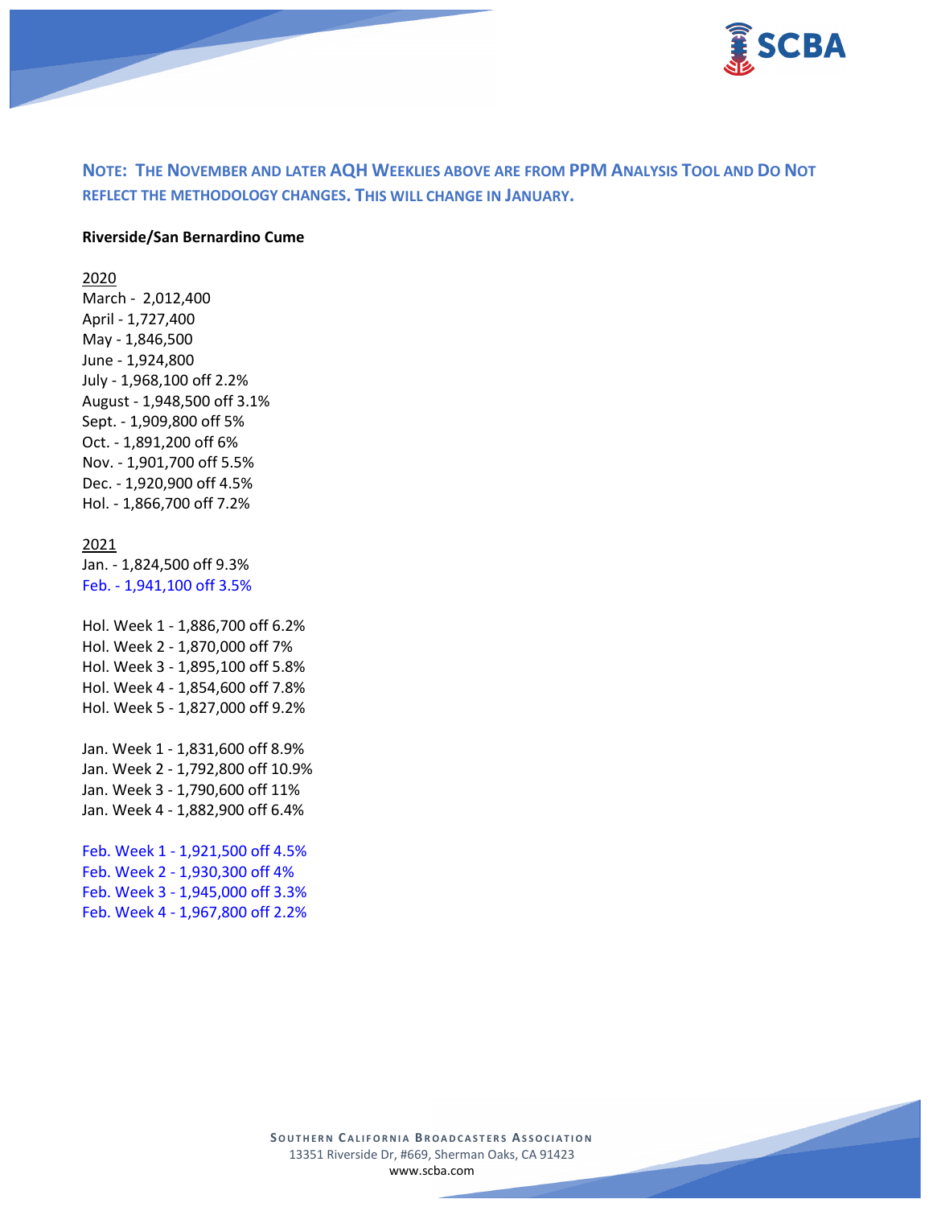**NOTE: THE NOVEMBER AND LATER AQH WEEKLIES ABOVE ARE FROM PPM ANALYSIS TOOL AND DO NOT REFLECT THE METHODOLOGY CHANGES. THIS WILL CHANGE IN JANUARY.**

**Riverside/San Bernardino Cume**

2020

March - 2,012,400
April - 1,727,400
May - 1,846,500
June - 1,924,800
July - 1,968,100 off 2.2%
August - 1,948,500 off 3.1%
Sept. - 1,909,800 off 5%
Oct. - 1,891,200 off 6%
Nov. - 1,901,700 off 5.5%
Dec. - 1,920,900 off 4.5%
Hol. - 1,866,700 off 7.2%

2021

Jan. - 1,824,500 off 9.3%
Feb. - 1,941,100 off 3.5%

Hol. Week 1 - 1,886,700 off 6.2%
Hol. Week 2 - 1,870,000 off 7%
Hol. Week 3 - 1,895,100 off 5.8%
Hol. Week 4 - 1,854,600 off 7.8%
Hol. Week 5 - 1,827,000 off 9.2%

Jan. Week 1 - 1,831,600 off 8.9%
Jan. Week 2 - 1,792,800 off 10.9%
Jan. Week 3 - 1,790,600 off 11%
Jan. Week 4 - 1,882,900 off 6.4%

Feb. Week 1 - 1,921,500 off 4.5%
Feb. Week 2 - 1,930,300 off 4%
Feb. Week 3 - 1,945,000 off 3.3%
Feb. Week 4 - 1,967,800 off 2.2%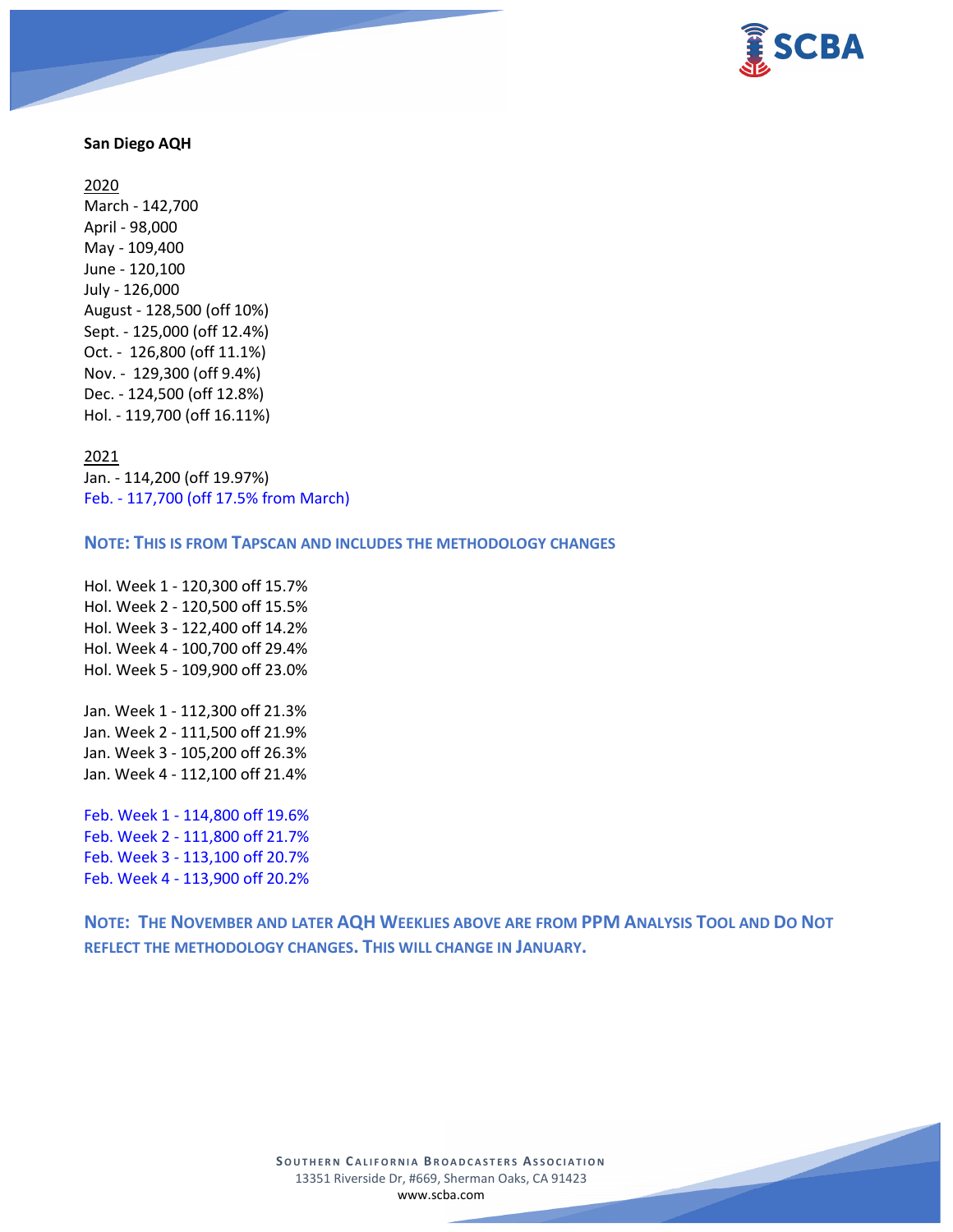**San Diego AQH**

2020
March - 142,700
April - 98,000
May - 109,400
June - 120,100
July - 126,000
August - 128,500 (off 10%)
Sept. - 125,000 (off 12.4%)
Oct. - 126,800 (off 11.1%)
Nov. - 129,300 (off 9.4%)
Dec. - 124,500 (off 12.8%)
Hol. - 119,700 (off 16.11%)

2021
Jan. - 114,200 (off 19.97%)
Feb. - 117,700 (off 17.5% from March)

**NOTE: THIS IS FROM TAPSCAN AND INCLUDES THE METHODOLOGY CHANGES**

Hol. Week 1 - 120,300 off 15.7%
Hol. Week 2 - 120,500 off 15.5%
Hol. Week 3 - 122,400 off 14.2%
Hol. Week 4 - 100,700 off 29.4%
Hol. Week 5 - 109,900 off 23.0%

Jan. Week 1 - 112,300 off 21.3%
Jan. Week 2 - 111,500 off 21.9%
Jan. Week 3 - 105,200 off 26.3%
Jan. Week 4 - 112,100 off 21.4%

Feb. Week 1 - 114,800 off 19.6%
Feb. Week 2 - 111,800 off 21.7%
Feb. Week 3 - 113,100 off 20.7%
Feb. Week 4 - 113,900 off 20.2%

**NOTE: THE NOVEMBER AND LATER AQH WEEKLIES ABOVE ARE FROM PPM ANALYSIS TOOL AND DO NOT REFLECT THE METHODOLOGY CHANGES. THIS WILL CHANGE IN JANUARY.**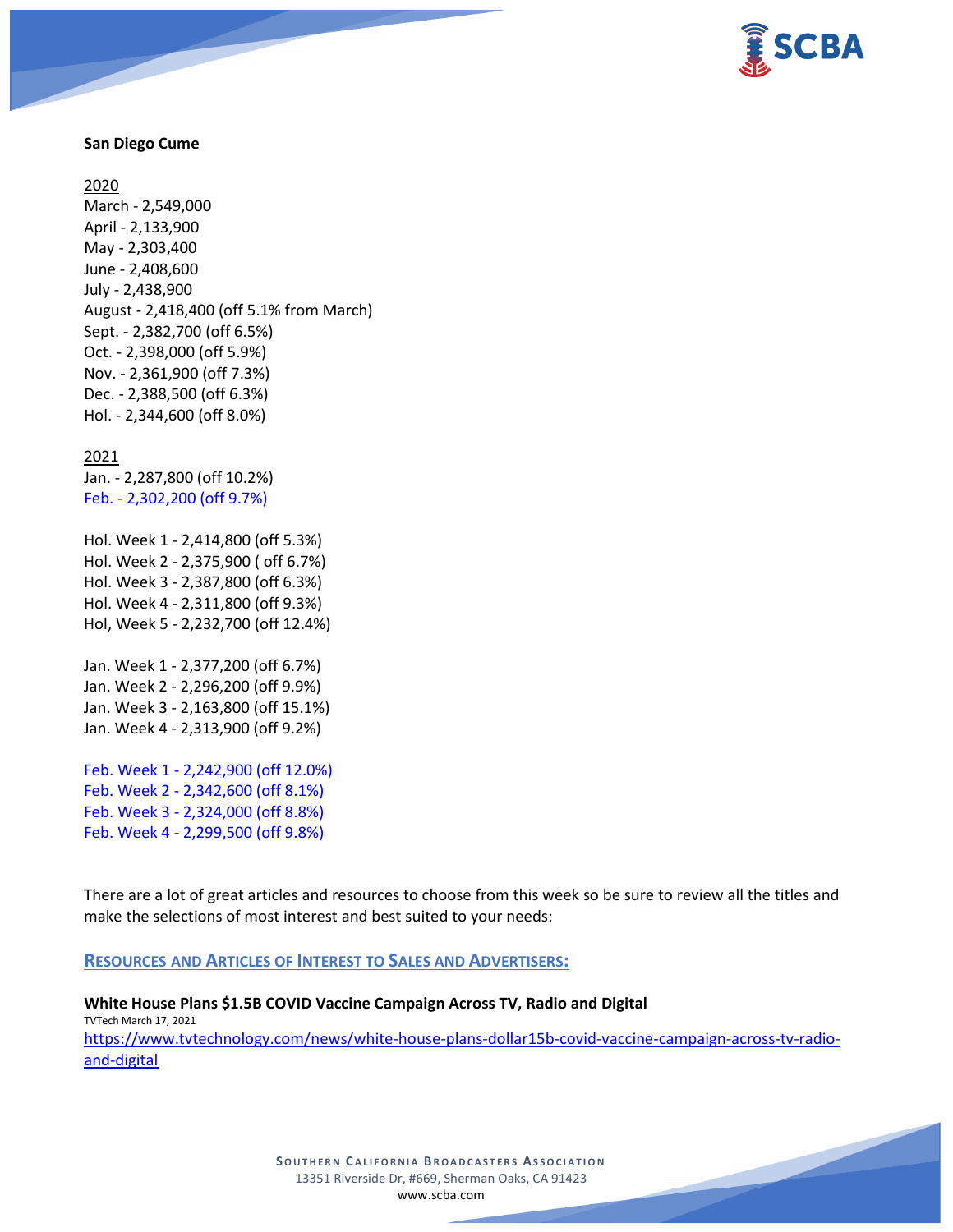**San Diego Cume**

2020

March - 2,549,000
April - 2,133,900
May - 2,303,400
June - 2,408,600
July - 2,438,900
August - 2,418,400 (off 5.1% from March)
Sept. - 2,382,700 (off 6.5%)
Oct. - 2,398,000 (off 5.9%)
Nov. - 2,361,900 (off 7.3%)
Dec. - 2,388,500 (off 6.3%)
Hol. - 2,344,600 (off 8.0%)

2021

Jan. - 2,287,800 (off 10.2%)
Feb. - 2,302,200 (off 9.7%)

Hol. Week 1 - 2,414,800 (off 5.3%)
Hol. Week 2 - 2,375,900 ( off 6.7%)
Hol. Week 3 - 2,387,800 (off 6.3%)
Hol. Week 4 - 2,311,800 (off 9.3%)
Hol, Week 5 - 2,232,700 (off 12.4%)

Jan. Week 1 - 2,377,200 (off 6.7%)
Jan. Week 2 - 2,296,200 (off 9.9%)
Jan. Week 3 - 2,163,800 (off 15.1%)
Jan. Week 4 - 2,313,900 (off 9.2%)

Feb. Week 1 - 2,242,900 (off 12.0%)
Feb. Week 2 - 2,342,600 (off 8.1%)
Feb. Week 3 - 2,324,000 (off 8.8%)
Feb. Week 4 - 2,299,500 (off 9.8%)

There are a lot of great articles and resources to choose from this week so be sure to review all the titles and make the selections of most interest and best suited to your needs:

## RESOURCES AND ARTICLES OF INTEREST TO SALES AND ADVERTISERS:

**White House Plans $1.5B COVID Vaccine Campaign Across TV, Radio and Digital**
TVTech March 17, 2021
https://www.tvtechnology.com/news/white-house-plans-dollar15b-covid-vaccine-campaign-across-tv-radio-and-digital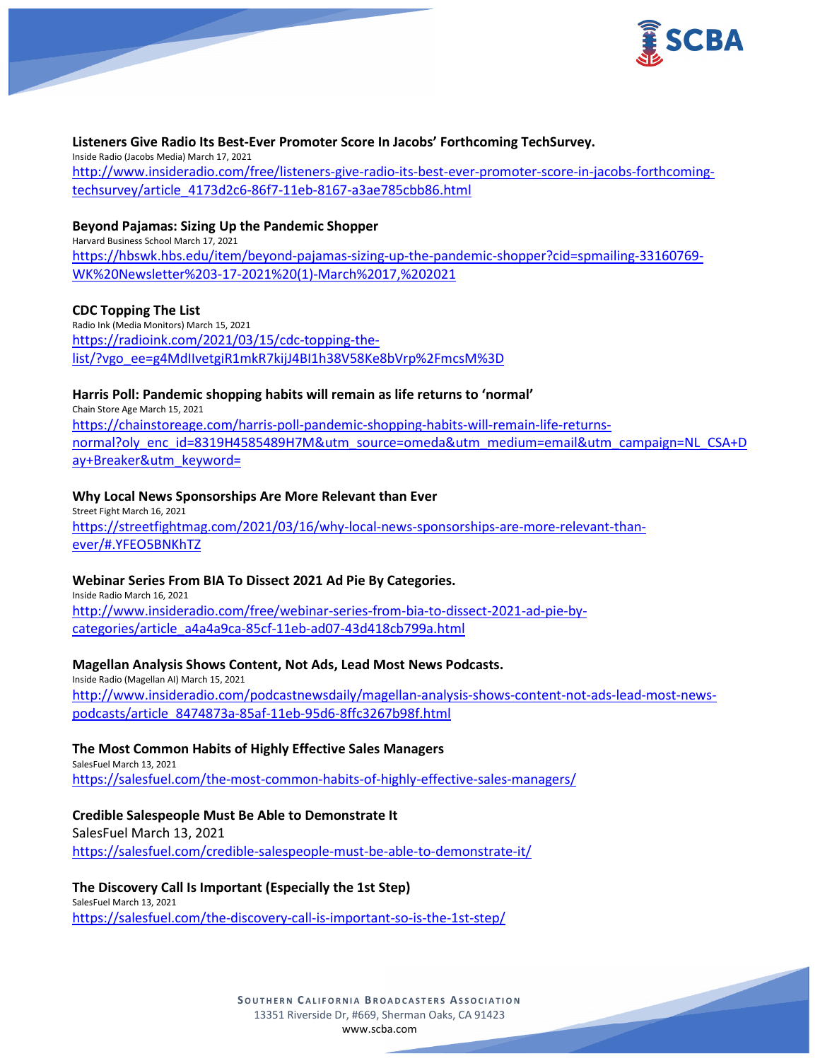**Listeners Give Radio Its Best-Ever Promoter Score In Jacobs' Forthcoming TechSurvey.**
Inside Radio (Jacobs Media) March 17, 2021
http://www.insideradio.com/free/listeners-give-radio-its-best-ever-promoter-score-in-jacobs-forthcoming-techsurvey/article_4173d2c6-86f7-11eb-8167-a3ae785cbb86.html

**Beyond Pajamas: Sizing Up the Pandemic Shopper**
Harvard Business School March 17, 2021
https://hbswk.hbs.edu/item/beyond-pajamas-sizing-up-the-pandemic-shopper?cid=spmailing-33160769-WK%20Newsletter%203-17-2021%20(1)-March%2017,%202021

**CDC Topping The List**
Radio Ink (Media Monitors) March 15, 2021
https://radioink.com/2021/03/15/cdc-topping-the-list/?vgo_ee=g4MdIIvetgiR1mkR7kijJ4BI1h38V58Ke8bVrp%2FmcsM%3D

**Harris Poll: Pandemic shopping habits will remain as life returns to 'normal'**
Chain Store Age March 15, 2021
https://chainstoreage.com/harris-poll-pandemic-shopping-habits-will-remain-life-returns-normal?oly_enc_id=8319H4585489H7M&utm_source=omeda&utm_medium=email&utm_campaign=NL_CSA+Day+Breaker&utm_keyword=

**Why Local News Sponsorships Are More Relevant than Ever**
Street Fight March 16, 2021
https://streetfightmag.com/2021/03/16/why-local-news-sponsorships-are-more-relevant-than-ever/#.YFEO5BNKhTZ

**Webinar Series From BIA To Dissect 2021 Ad Pie By Categories.**
Inside Radio March 16, 2021
http://www.insideradio.com/free/webinar-series-from-bia-to-dissect-2021-ad-pie-by-categories/article_a4a4a9ca-85cf-11eb-ad07-43d418cb799a.html

**Magellan Analysis Shows Content, Not Ads, Lead Most News Podcasts.**
Inside Radio (Magellan AI) March 15, 2021
http://www.insideradio.com/podcastnewsdaily/magellan-analysis-shows-content-not-ads-lead-most-news-podcasts/article_8474873a-85af-11eb-95d6-8ffc3267b98f.html

**The Most Common Habits of Highly Effective Sales Managers**
SalesFuel March 13, 2021
https://salesfuel.com/the-most-common-habits-of-highly-effective-sales-managers/

**Credible Salespeople Must Be Able to Demonstrate It**
SalesFuel March 13, 2021
https://salesfuel.com/credible-salespeople-must-be-able-to-demonstrate-it/

**The Discovery Call Is Important (Especially the 1st Step)**
SalesFuel March 13, 2021
https://salesfuel.com/the-discovery-call-is-important-so-is-the-1st-step/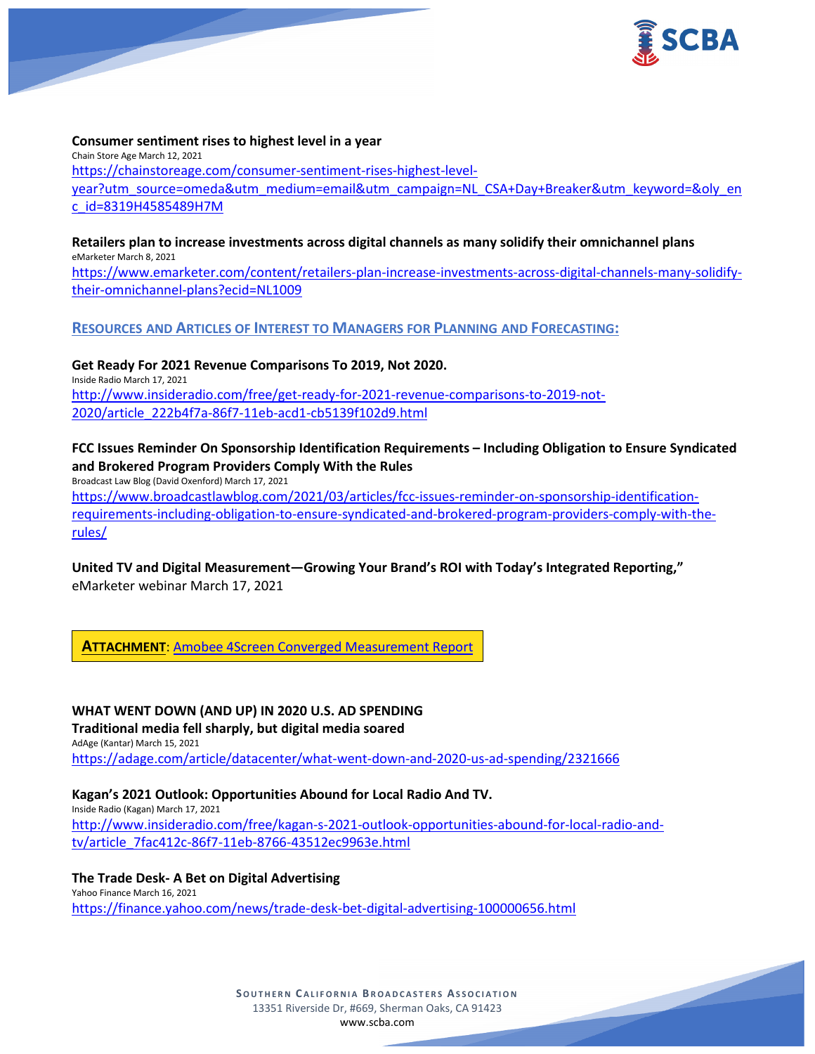**Consumer sentiment rises to highest level in a year**
Chain Store Age March 12, 2021
https://chainstoreage.com/consumer-sentiment-rises-highest-level-year?utm_source=omeda&utm_medium=email&utm_campaign=NL_CSA+Day+Breaker&utm_keyword=&oly_enc_id=8319H4585489H7M

**Retailers plan to increase investments across digital channels as many solidify their omnichannel plans**
eMarketer March 8, 2021
https://www.emarketer.com/content/retailers-plan-increase-investments-across-digital-channels-many-solidify-their-omnichannel-plans?ecid=NL1009

## RESOURCES AND ARTICLES OF INTEREST TO MANAGERS FOR PLANNING AND FORECASTING:

**Get Ready For 2021 Revenue Comparisons To 2019, Not 2020.**
Inside Radio March 17, 2021
http://www.insideradio.com/free/get-ready-for-2021-revenue-comparisons-to-2019-not-2020/article_222b4f7a-86f7-11eb-acd1-cb5139f102d9.html

**FCC Issues Reminder On Sponsorship Identification Requirements – Including Obligation to Ensure Syndicated and Brokered Program Providers Comply With the Rules**
Broadcast Law Blog (David Oxenford) March 17, 2021
https://www.broadcastlawblog.com/2021/03/articles/fcc-issues-reminder-on-sponsorship-identification-requirements-including-obligation-to-ensure-syndicated-and-brokered-program-providers-comply-with-the-rules/

**United TV and Digital Measurement—Growing Your Brand's ROI with Today's Integrated Reporting,"**
eMarketer webinar March 17, 2021

**ATTACHMENT**: Amobee 4Screen Converged Measurement Report

**WHAT WENT DOWN (AND UP) IN 2020 U.S. AD SPENDING**
**Traditional media fell sharply, but digital media soared**
AdAge (Kantar) March 15, 2021
https://adage.com/article/datacenter/what-went-down-and-2020-us-ad-spending/2321666

**Kagan's 2021 Outlook: Opportunities Abound for Local Radio And TV.**
Inside Radio (Kagan) March 17, 2021
http://www.insideradio.com/free/kagan-s-2021-outlook-opportunities-abound-for-local-radio-and-tv/article_7fac412c-86f7-11eb-8766-43512ec9963e.html

**The Trade Desk- A Bet on Digital Advertising**
Yahoo Finance March 16, 2021
https://finance.yahoo.com/news/trade-desk-bet-digital-advertising-100000656.html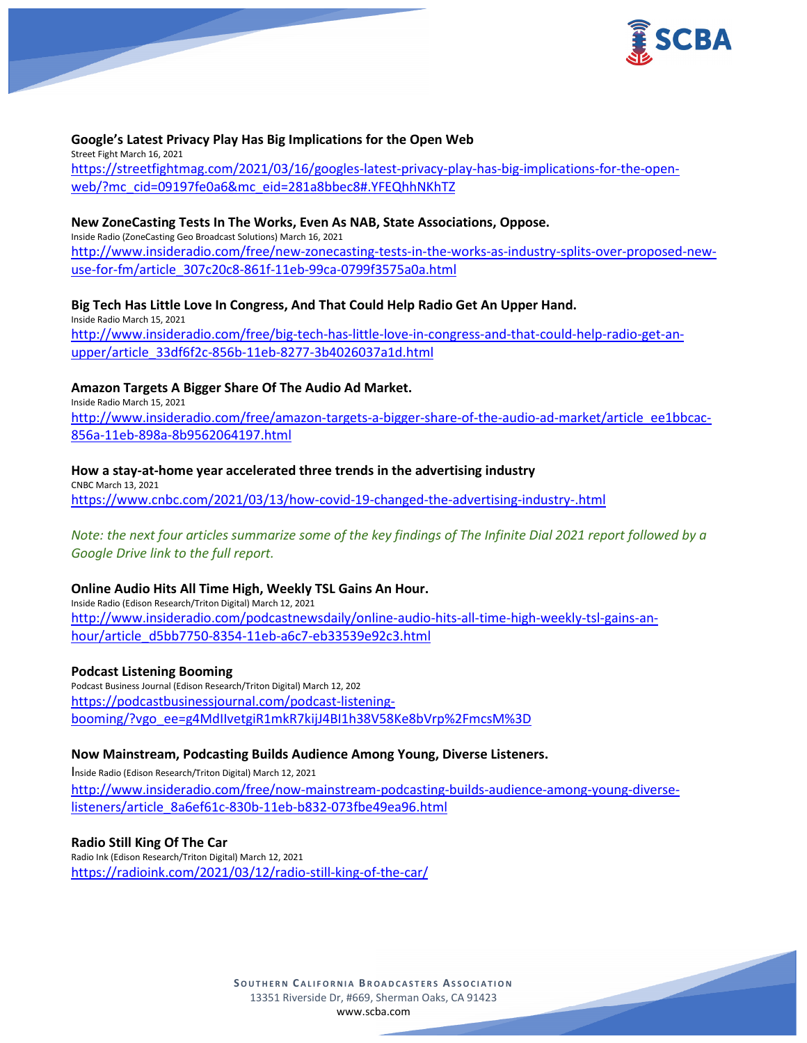**Google's Latest Privacy Play Has Big Implications for the Open Web**
Street Fight March 16, 2021
https://streetfightmag.com/2021/03/16/googles-latest-privacy-play-has-big-implications-for-the-open-web/?mc_cid=09197fe0a6&mc_eid=281a8bbec8#.YFEQhhNKhTZ

**New ZoneCasting Tests In The Works, Even As NAB, State Associations, Oppose.**
Inside Radio (ZoneCasting Geo Broadcast Solutions) March 16, 2021
http://www.insideradio.com/free/new-zonecasting-tests-in-the-works-as-industry-splits-over-proposed-new-use-for-fm/article_307c20c8-861f-11eb-99ca-0799f3575a0a.html

**Big Tech Has Little Love In Congress, And That Could Help Radio Get An Upper Hand.**
Inside Radio March 15, 2021
http://www.insideradio.com/free/big-tech-has-little-love-in-congress-and-that-could-help-radio-get-an-upper/article_33df6f2c-856b-11eb-8277-3b4026037a1d.html

**Amazon Targets A Bigger Share Of The Audio Ad Market.**
Inside Radio March 15, 2021
http://www.insideradio.com/free/amazon-targets-a-bigger-share-of-the-audio-ad-market/article_ee1bbcac-856a-11eb-898a-8b9562064197.html

**How a stay-at-home year accelerated three trends in the advertising industry**
CNBC March 13, 2021
https://www.cnbc.com/2021/03/13/how-covid-19-changed-the-advertising-industry-.html

*Note: the next four articles summarize some of the key findings of The Infinite Dial 2021 report followed by a Google Drive link to the full report.*

**Online Audio Hits All Time High, Weekly TSL Gains An Hour.**
Inside Radio (Edison Research/Triton Digital) March 12, 2021
http://www.insideradio.com/podcastnewsdaily/online-audio-hits-all-time-high-weekly-tsl-gains-an-hour/article_d5bb7750-8354-11eb-a6c7-eb33539e92c3.html

**Podcast Listening Booming**
Podcast Business Journal (Edison Research/Triton Digital) March 12, 202
https://podcastbusinessjournal.com/podcast-listening-booming/?vgo_ee=g4MdIIvetgiR1mkR7kijJ4BI1h38V58Ke8bVrp%2FmcsM%3D

**Now Mainstream, Podcasting Builds Audience Among Young, Diverse Listeners.**
Inside Radio (Edison Research/Triton Digital) March 12, 2021
http://www.insideradio.com/free/now-mainstream-podcasting-builds-audience-among-young-diverse-listeners/article_8a6ef61c-830b-11eb-b832-073fbe49ea96.html

**Radio Still King Of The Car**
Radio Ink (Edison Research/Triton Digital) March 12, 2021
https://radioink.com/2021/03/12/radio-still-king-of-the-car/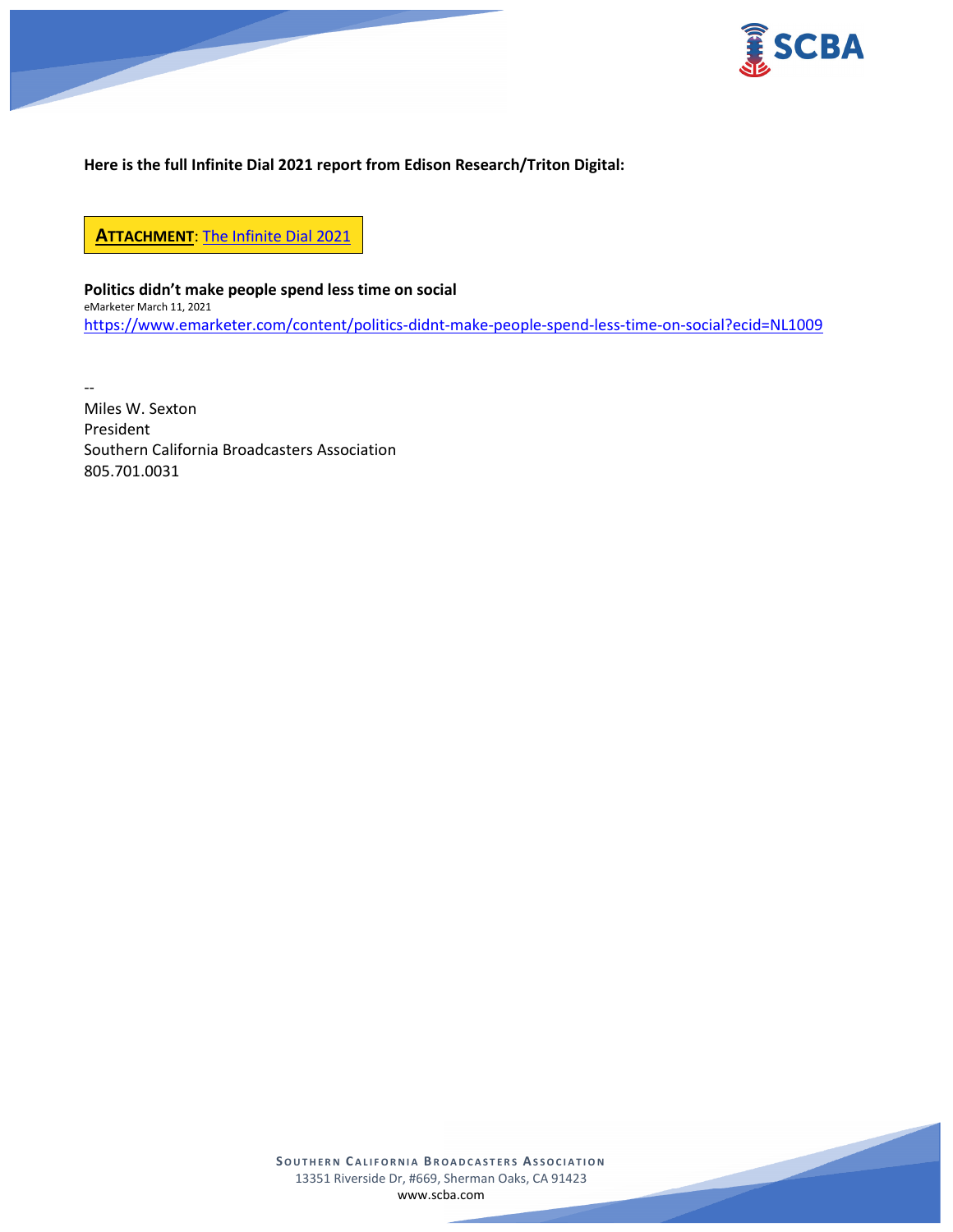**Here is the full Infinite Dial 2021 report from Edison Research/Triton Digital:**

**ATTACHMENT**: The Infinite Dial 2021

**Politics didn't make people spend less time on social**
eMarketer March 11, 2021
https://www.emarketer.com/content/politics-didnt-make-people-spend-less-time-on-social?ecid=NL1009

--
Miles W. Sexton
President
Southern California Broadcasters Association
805.701.0031

SOUTHERN CALIFORNIA BROADCASTERS ASSOCIATION
13351 Riverside Dr, #669, Sherman Oaks, CA 91423
www.scba.com